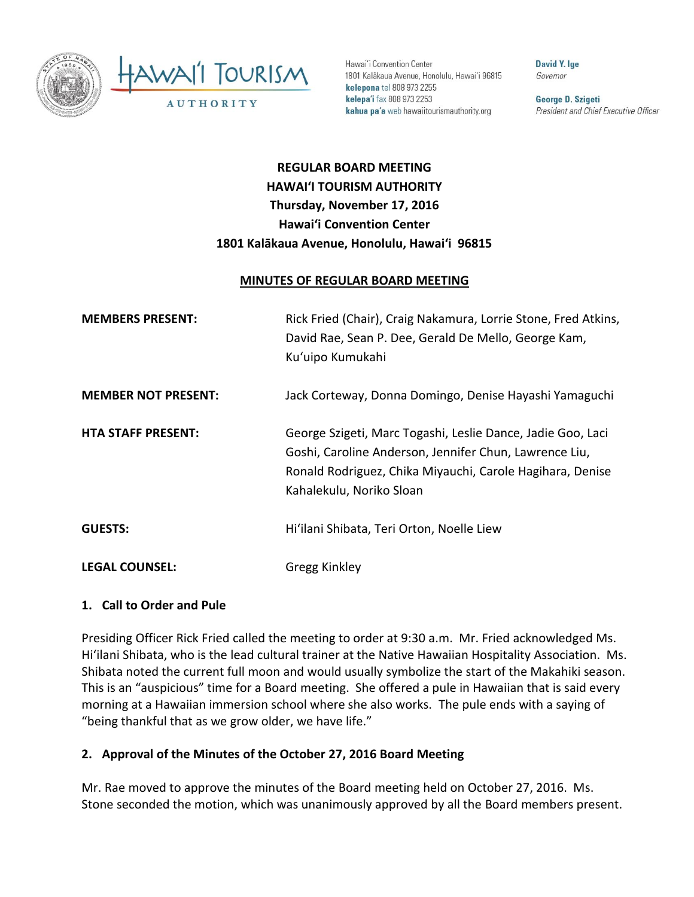Hawai'i Convention Center
1801 Kalākaua Avenue, Honolulu, Hawai'i 96815
**kelepona** tel 808 973 2255
**kelepa'i** fax 808 973 2253
**kahua pa'a** web hawaiitourismauthority.org

**David Y. Ige**
*Governor*

**George D. Szigeti**
*President and Chief Executive Officer*

# REGULAR BOARD MEETING
## HAWAI'I TOURISM AUTHORITY
### Thursday, November 17, 2016
### Hawai'i Convention Center
### 1801 Kalākaua Avenue, Honolulu, Hawai'i 96815

**MINUTES OF REGULAR BOARD MEETING**

**MEMBERS PRESENT:** Rick Fried (Chair), Craig Nakamura, Lorrie Stone, Fred Atkins, David Rae, Sean P. Dee, Gerald De Mello, George Kam, Ku'uipo Kumukahi

**MEMBER NOT PRESENT:** Jack Corteway, Donna Domingo, Denise Hayashi Yamaguchi

**HTA STAFF PRESENT:** George Szigeti, Marc Togashi, Leslie Dance, Jadie Goo, Laci Goshi, Caroline Anderson, Jennifer Chun, Lawrence Liu, Ronald Rodriguez, Chika Miyauchi, Carole Hagihara, Denise Kahalekulu, Noriko Sloan

**GUESTS:** Hi'ilani Shibata, Teri Orton, Noelle Liew

**LEGAL COUNSEL:** Gregg Kinkley

### 1. Call to Order and Pule

Presiding Officer Rick Fried called the meeting to order at 9:30 a.m. Mr. Fried acknowledged Ms. Hi'ilani Shibata, who is the lead cultural trainer at the Native Hawaiian Hospitality Association. Ms. Shibata noted the current full moon and would usually symbolize the start of the Makahiki season. This is an "auspicious" time for a Board meeting. She offered a pule in Hawaiian that is said every morning at a Hawaiian immersion school where she also works. The pule ends with a saying of "being thankful that as we grow older, we have life."

### 2. Approval of the Minutes of the October 27, 2016 Board Meeting

Mr. Rae moved to approve the minutes of the Board meeting held on October 27, 2016. Ms. Stone seconded the motion, which was unanimously approved by all the Board members present.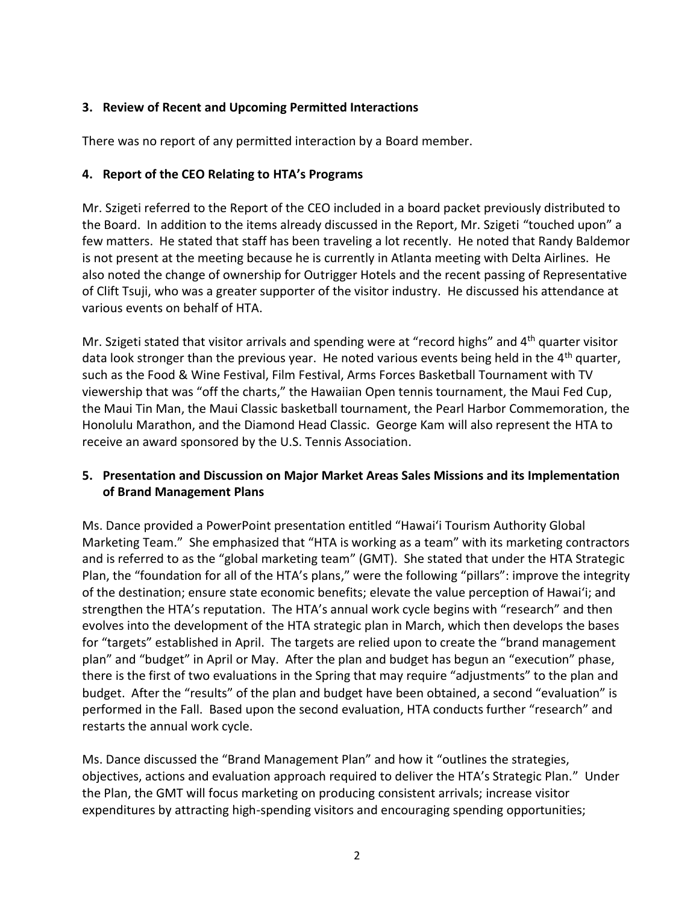### 3. Review of Recent and Upcoming Permitted Interactions

There was no report of any permitted interaction by a Board member.

### 4. Report of the CEO Relating to HTA's Programs

Mr. Szigeti referred to the Report of the CEO included in a board packet previously distributed to the Board. In addition to the items already discussed in the Report, Mr. Szigeti "touched upon" a few matters. He stated that staff has been traveling a lot recently. He noted that Randy Baldemor is not present at the meeting because he is currently in Atlanta meeting with Delta Airlines. He also noted the change of ownership for Outrigger Hotels and the recent passing of Representative of Clift Tsuji, who was a greater supporter of the visitor industry. He discussed his attendance at various events on behalf of HTA.

Mr. Szigeti stated that visitor arrivals and spending were at "record highs" and 4th quarter visitor data look stronger than the previous year. He noted various events being held in the 4th quarter, such as the Food & Wine Festival, Film Festival, Arms Forces Basketball Tournament with TV viewership that was "off the charts," the Hawaiian Open tennis tournament, the Maui Fed Cup, the Maui Tin Man, the Maui Classic basketball tournament, the Pearl Harbor Commemoration, the Honolulu Marathon, and the Diamond Head Classic. George Kam will also represent the HTA to receive an award sponsored by the U.S. Tennis Association.

### 5. Presentation and Discussion on Major Market Areas Sales Missions and its Implementation of Brand Management Plans

Ms. Dance provided a PowerPoint presentation entitled "Hawai'i Tourism Authority Global Marketing Team." She emphasized that "HTA is working as a team" with its marketing contractors and is referred to as the "global marketing team" (GMT). She stated that under the HTA Strategic Plan, the "foundation for all of the HTA's plans," were the following "pillars": improve the integrity of the destination; ensure state economic benefits; elevate the value perception of Hawai'i; and strengthen the HTA's reputation. The HTA's annual work cycle begins with "research" and then evolves into the development of the HTA strategic plan in March, which then develops the bases for "targets" established in April. The targets are relied upon to create the "brand management plan" and "budget" in April or May. After the plan and budget has begun an "execution" phase, there is the first of two evaluations in the Spring that may require "adjustments" to the plan and budget. After the "results" of the plan and budget have been obtained, a second "evaluation" is performed in the Fall. Based upon the second evaluation, HTA conducts further "research" and restarts the annual work cycle.

Ms. Dance discussed the "Brand Management Plan" and how it "outlines the strategies, objectives, actions and evaluation approach required to deliver the HTA's Strategic Plan." Under the Plan, the GMT will focus marketing on producing consistent arrivals; increase visitor expenditures by attracting high-spending visitors and encouraging spending opportunities;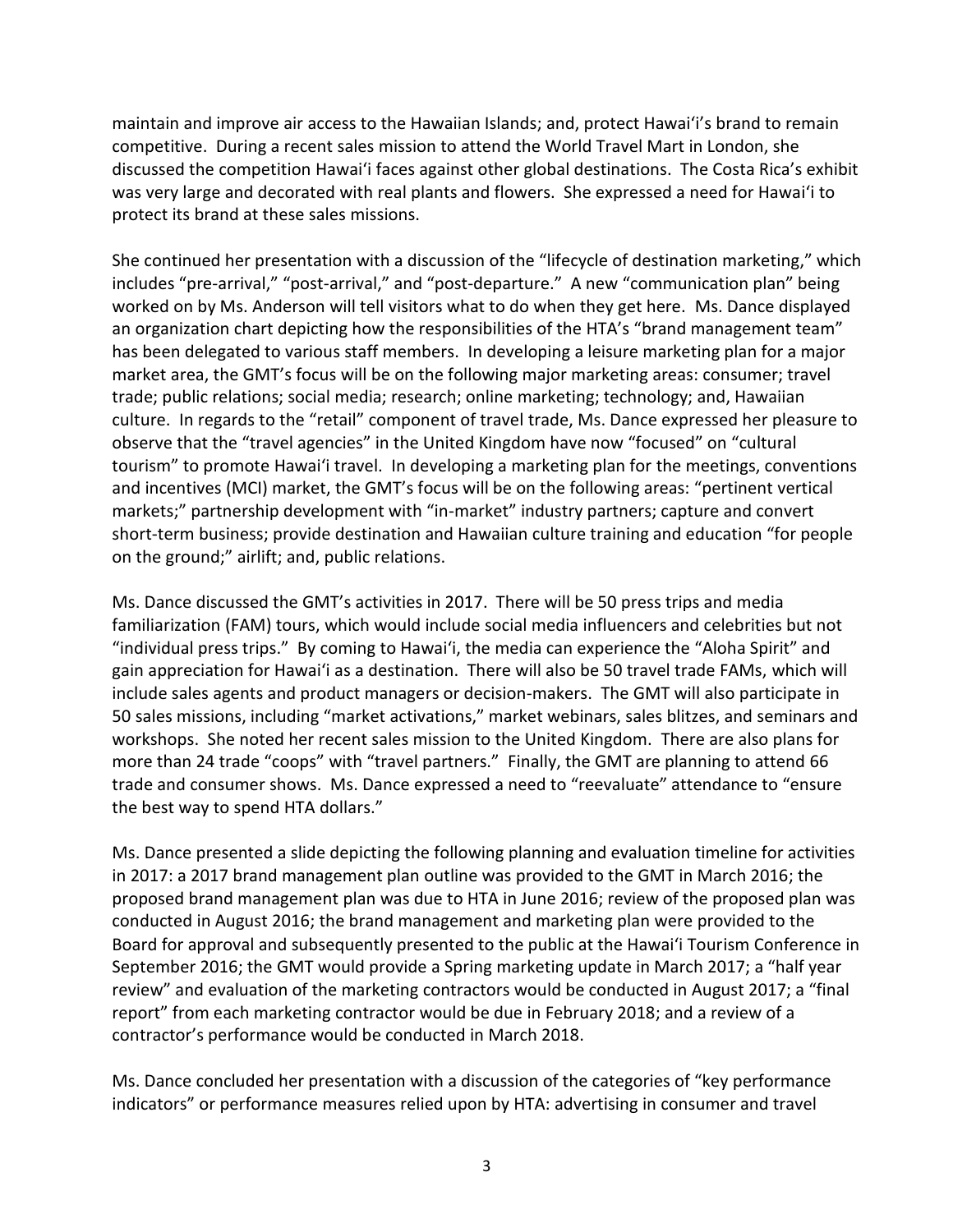maintain and improve air access to the Hawaiian Islands; and, protect Hawaiʻi's brand to remain competitive. During a recent sales mission to attend the World Travel Mart in London, she discussed the competition Hawaiʻi faces against other global destinations. The Costa Rica's exhibit was very large and decorated with real plants and flowers. She expressed a need for Hawaiʻi to protect its brand at these sales missions.

She continued her presentation with a discussion of the "lifecycle of destination marketing," which includes "pre-arrival," "post-arrival," and "post-departure." A new "communication plan" being worked on by Ms. Anderson will tell visitors what to do when they get here. Ms. Dance displayed an organization chart depicting how the responsibilities of the HTA's "brand management team" has been delegated to various staff members. In developing a leisure marketing plan for a major market area, the GMT's focus will be on the following major marketing areas: consumer; travel trade; public relations; social media; research; online marketing; technology; and, Hawaiian culture. In regards to the "retail" component of travel trade, Ms. Dance expressed her pleasure to observe that the "travel agencies" in the United Kingdom have now "focused" on "cultural tourism" to promote Hawaiʻi travel. In developing a marketing plan for the meetings, conventions and incentives (MCI) market, the GMT's focus will be on the following areas: "pertinent vertical markets;" partnership development with "in-market" industry partners; capture and convert short-term business; provide destination and Hawaiian culture training and education "for people on the ground;" airlift; and, public relations.

Ms. Dance discussed the GMT's activities in 2017. There will be 50 press trips and media familiarization (FAM) tours, which would include social media influencers and celebrities but not "individual press trips." By coming to Hawaiʻi, the media can experience the "Aloha Spirit" and gain appreciation for Hawaiʻi as a destination. There will also be 50 travel trade FAMs, which will include sales agents and product managers or decision-makers. The GMT will also participate in 50 sales missions, including "market activations," market webinars, sales blitzes, and seminars and workshops. She noted her recent sales mission to the United Kingdom. There are also plans for more than 24 trade "coops" with "travel partners." Finally, the GMT are planning to attend 66 trade and consumer shows. Ms. Dance expressed a need to "reevaluate" attendance to "ensure the best way to spend HTA dollars."

Ms. Dance presented a slide depicting the following planning and evaluation timeline for activities in 2017: a 2017 brand management plan outline was provided to the GMT in March 2016; the proposed brand management plan was due to HTA in June 2016; review of the proposed plan was conducted in August 2016; the brand management and marketing plan were provided to the Board for approval and subsequently presented to the public at the Hawaiʻi Tourism Conference in September 2016; the GMT would provide a Spring marketing update in March 2017; a "half year review" and evaluation of the marketing contractors would be conducted in August 2017; a "final report" from each marketing contractor would be due in February 2018; and a review of a contractor's performance would be conducted in March 2018.

Ms. Dance concluded her presentation with a discussion of the categories of "key performance indicators" or performance measures relied upon by HTA: advertising in consumer and travel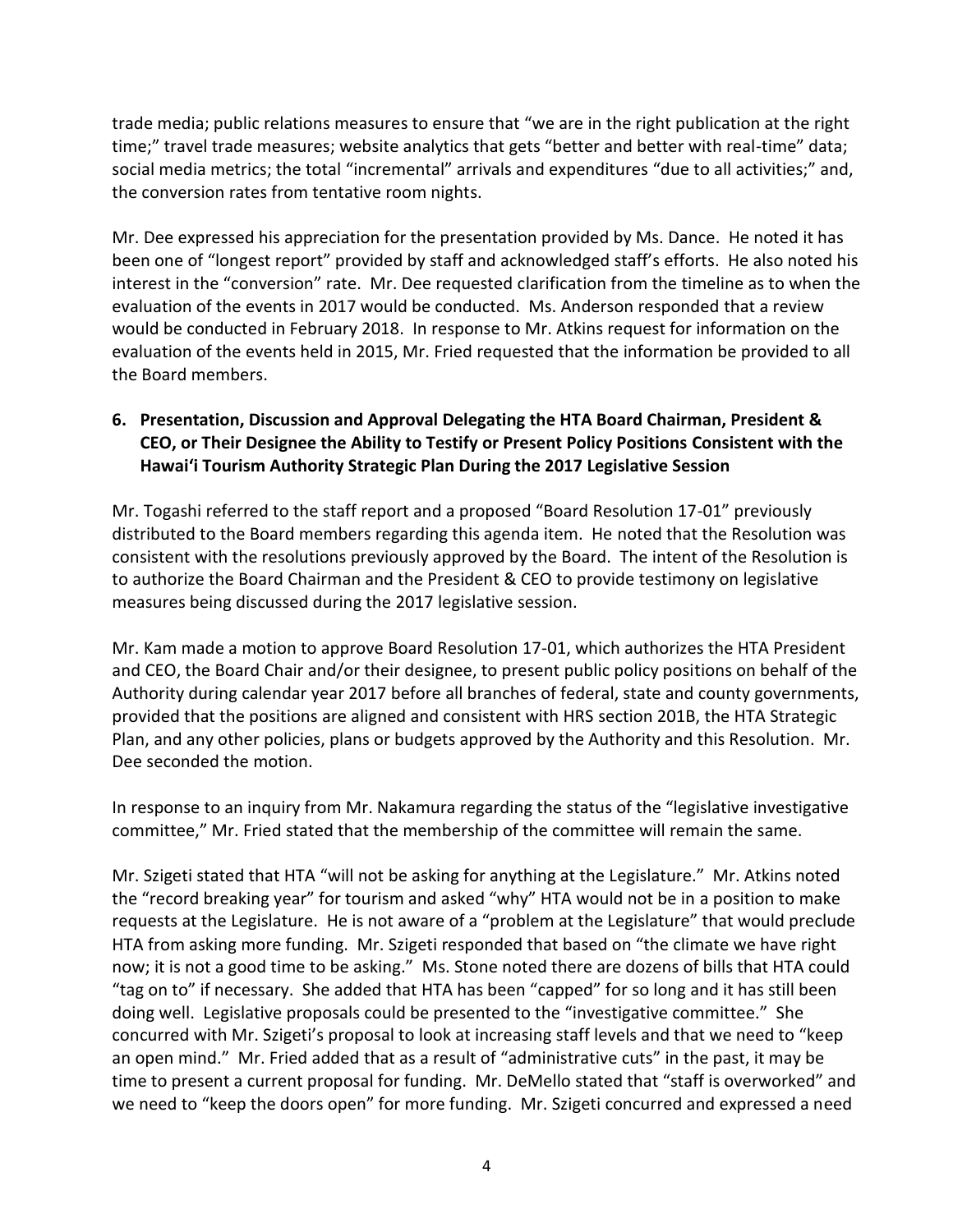trade media; public relations measures to ensure that "we are in the right publication at the right time;" travel trade measures; website analytics that gets "better and better with real-time" data; social media metrics; the total "incremental" arrivals and expenditures "due to all activities;" and, the conversion rates from tentative room nights.

Mr. Dee expressed his appreciation for the presentation provided by Ms. Dance. He noted it has been one of "longest report" provided by staff and acknowledged staff's efforts. He also noted his interest in the "conversion" rate. Mr. Dee requested clarification from the timeline as to when the evaluation of the events in 2017 would be conducted. Ms. Anderson responded that a review would be conducted in February 2018. In response to Mr. Atkins request for information on the evaluation of the events held in 2015, Mr. Fried requested that the information be provided to all the Board members.

**6. Presentation, Discussion and Approval Delegating the HTA Board Chairman, President & CEO, or Their Designee the Ability to Testify or Present Policy Positions Consistent with the Hawai'i Tourism Authority Strategic Plan During the 2017 Legislative Session**

Mr. Togashi referred to the staff report and a proposed "Board Resolution 17-01" previously distributed to the Board members regarding this agenda item. He noted that the Resolution was consistent with the resolutions previously approved by the Board. The intent of the Resolution is to authorize the Board Chairman and the President & CEO to provide testimony on legislative measures being discussed during the 2017 legislative session.

Mr. Kam made a motion to approve Board Resolution 17-01, which authorizes the HTA President and CEO, the Board Chair and/or their designee, to present public policy positions on behalf of the Authority during calendar year 2017 before all branches of federal, state and county governments, provided that the positions are aligned and consistent with HRS section 201B, the HTA Strategic Plan, and any other policies, plans or budgets approved by the Authority and this Resolution. Mr. Dee seconded the motion.

In response to an inquiry from Mr. Nakamura regarding the status of the "legislative investigative committee," Mr. Fried stated that the membership of the committee will remain the same.

Mr. Szigeti stated that HTA "will not be asking for anything at the Legislature." Mr. Atkins noted the "record breaking year" for tourism and asked "why" HTA would not be in a position to make requests at the Legislature. He is not aware of a "problem at the Legislature" that would preclude HTA from asking more funding. Mr. Szigeti responded that based on "the climate we have right now; it is not a good time to be asking." Ms. Stone noted there are dozens of bills that HTA could "tag on to" if necessary. She added that HTA has been "capped" for so long and it has still been doing well. Legislative proposals could be presented to the "investigative committee." She concurred with Mr. Szigeti's proposal to look at increasing staff levels and that we need to "keep an open mind." Mr. Fried added that as a result of "administrative cuts" in the past, it may be time to present a current proposal for funding. Mr. DeMello stated that "staff is overworked" and we need to "keep the doors open" for more funding. Mr. Szigeti concurred and expressed a need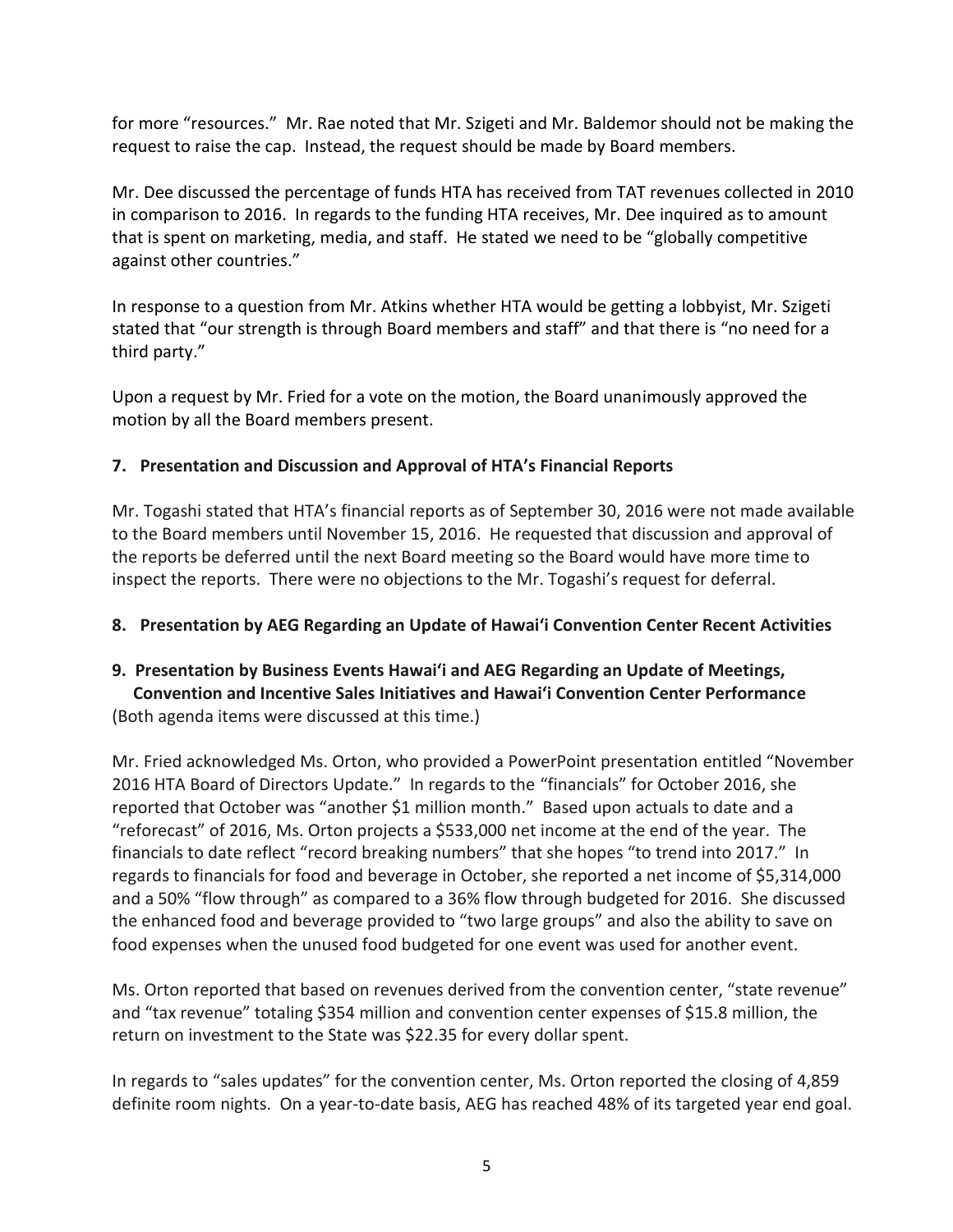for more "resources." Mr. Rae noted that Mr. Szigeti and Mr. Baldemor should not be making the request to raise the cap. Instead, the request should be made by Board members.

Mr. Dee discussed the percentage of funds HTA has received from TAT revenues collected in 2010 in comparison to 2016. In regards to the funding HTA receives, Mr. Dee inquired as to amount that is spent on marketing, media, and staff. He stated we need to be "globally competitive against other countries."

In response to a question from Mr. Atkins whether HTA would be getting a lobbyist, Mr. Szigeti stated that "our strength is through Board members and staff" and that there is "no need for a third party."

Upon a request by Mr. Fried for a vote on the motion, the Board unanimously approved the motion by all the Board members present.

**7. Presentation and Discussion and Approval of HTA's Financial Reports**

Mr. Togashi stated that HTA's financial reports as of September 30, 2016 were not made available to the Board members until November 15, 2016. He requested that discussion and approval of the reports be deferred until the next Board meeting so the Board would have more time to inspect the reports. There were no objections to the Mr. Togashi's request for deferral.

**8. Presentation by AEG Regarding an Update of Hawai'i Convention Center Recent Activities**

**9. Presentation by Business Events Hawai'i and AEG Regarding an Update of Meetings, Convention and Incentive Sales Initiatives and Hawai'i Convention Center Performance**
(Both agenda items were discussed at this time.)

Mr. Fried acknowledged Ms. Orton, who provided a PowerPoint presentation entitled "November 2016 HTA Board of Directors Update." In regards to the "financials" for October 2016, she reported that October was "another $1 million month." Based upon actuals to date and a "reforecast" of 2016, Ms. Orton projects a $533,000 net income at the end of the year. The financials to date reflect "record breaking numbers" that she hopes "to trend into 2017." In regards to financials for food and beverage in October, she reported a net income of $5,314,000 and a 50% "flow through" as compared to a 36% flow through budgeted for 2016. She discussed the enhanced food and beverage provided to "two large groups" and also the ability to save on food expenses when the unused food budgeted for one event was used for another event.

Ms. Orton reported that based on revenues derived from the convention center, "state revenue" and "tax revenue" totaling $354 million and convention center expenses of $15.8 million, the return on investment to the State was $22.35 for every dollar spent.

In regards to "sales updates" for the convention center, Ms. Orton reported the closing of 4,859 definite room nights. On a year-to-date basis, AEG has reached 48% of its targeted year end goal.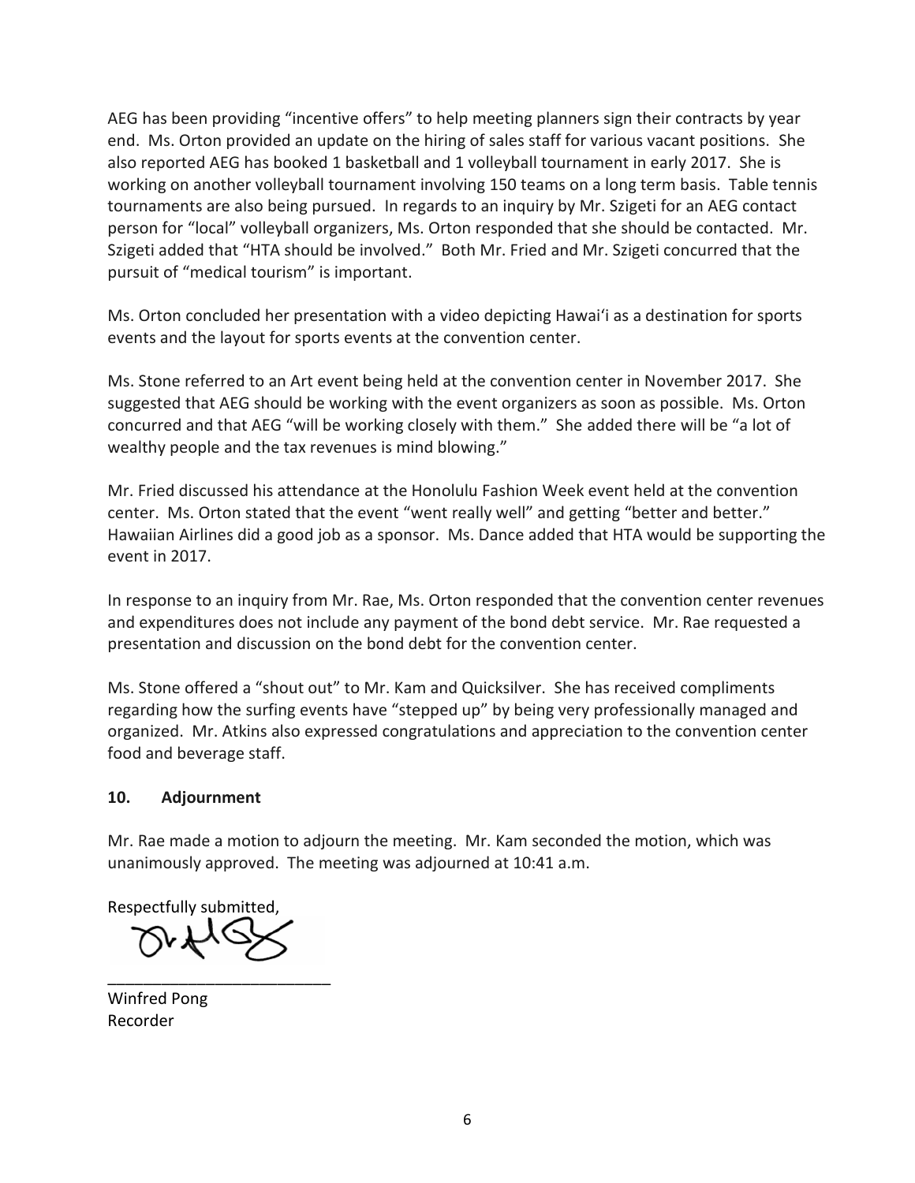AEG has been providing "incentive offers" to help meeting planners sign their contracts by year end. Ms. Orton provided an update on the hiring of sales staff for various vacant positions. She also reported AEG has booked 1 basketball and 1 volleyball tournament in early 2017. She is working on another volleyball tournament involving 150 teams on a long term basis. Table tennis tournaments are also being pursued. In regards to an inquiry by Mr. Szigeti for an AEG contact person for "local" volleyball organizers, Ms. Orton responded that she should be contacted. Mr. Szigeti added that "HTA should be involved." Both Mr. Fried and Mr. Szigeti concurred that the pursuit of "medical tourism" is important.

Ms. Orton concluded her presentation with a video depicting Hawaiʻi as a destination for sports events and the layout for sports events at the convention center.

Ms. Stone referred to an Art event being held at the convention center in November 2017. She suggested that AEG should be working with the event organizers as soon as possible. Ms. Orton concurred and that AEG "will be working closely with them." She added there will be "a lot of wealthy people and the tax revenues is mind blowing."

Mr. Fried discussed his attendance at the Honolulu Fashion Week event held at the convention center. Ms. Orton stated that the event "went really well" and getting "better and better." Hawaiian Airlines did a good job as a sponsor. Ms. Dance added that HTA would be supporting the event in 2017.

In response to an inquiry from Mr. Rae, Ms. Orton responded that the convention center revenues and expenditures does not include any payment of the bond debt service. Mr. Rae requested a presentation and discussion on the bond debt for the convention center.

Ms. Stone offered a "shout out" to Mr. Kam and Quicksilver. She has received compliments regarding how the surfing events have "stepped up" by being very professionally managed and organized. Mr. Atkins also expressed congratulations and appreciation to the convention center food and beverage staff.

**10. Adjournment**

Mr. Rae made a motion to adjourn the meeting. Mr. Kam seconded the motion, which was unanimously approved. The meeting was adjourned at 10:41 a.m.

Respectfully submitted,

\_\_\_\_\_\_\_\_\_\_\_\_\_\_\_\_\_\_\_\_\_\_\_\_\_

Winfred Pong
Recorder